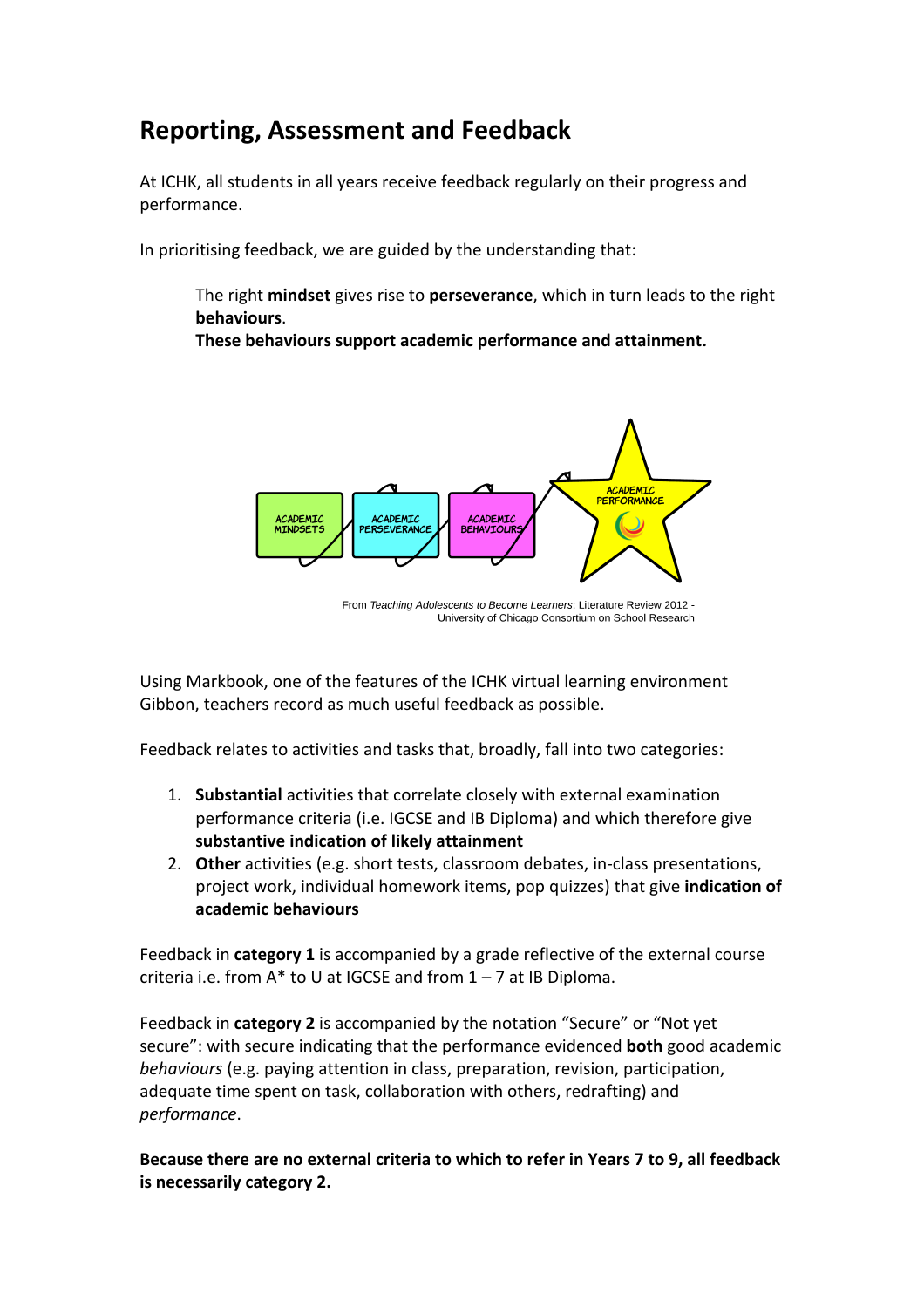# Reporting, Assessment and Feedback

At ICHK, all students in all years receive feedback regularly on their progress and performance.

In prioritising feedback, we are guided by the understanding that:

> The right **mindset** gives rise to **perseverance**, which in turn leads to the right **behaviours**.
> **These behaviours support academic performance and attainment.**

ACADEMIC MINDSETS → ACADEMIC PERSEVERANCE → ACADEMIC BEHAVIOURS → ACADEMIC PERFORMANCE

From *Teaching Adolescents to Become Learners*: Literature Review 2012 - University of Chicago Consortium on School Research

Using Markbook, one of the features of the ICHK virtual learning environment Gibbon, teachers record as much useful feedback as possible.

Feedback relates to activities and tasks that, broadly, fall into two categories:

1. **Substantial** activities that correlate closely with external examination performance criteria (i.e. IGCSE and IB Diploma) and which therefore give **substantive indication of likely attainment**
2. **Other** activities (e.g. short tests, classroom debates, in-class presentations, project work, individual homework items, pop quizzes) that give **indication of academic behaviours**

Feedback in **category 1** is accompanied by a grade reflective of the external course criteria i.e. from A* to U at IGCSE and from 1 – 7 at IB Diploma.

Feedback in **category 2** is accompanied by the notation "Secure" or "Not yet secure": with secure indicating that the performance evidenced **both** good academic *behaviours* (e.g. paying attention in class, preparation, revision, participation, adequate time spent on task, collaboration with others, redrafting) and *performance*.

**Because there are no external criteria to which to refer in Years 7 to 9, all feedback is necessarily category 2.**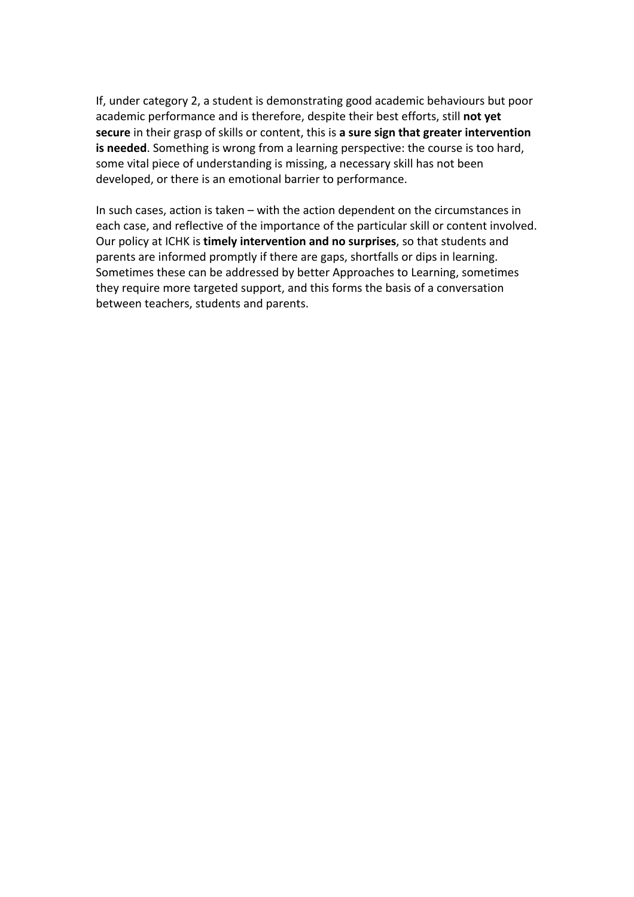If, under category 2, a student is demonstrating good academic behaviours but poor academic performance and is therefore, despite their best efforts, still **not yet secure** in their grasp of skills or content, this is **a sure sign that greater intervention is needed**. Something is wrong from a learning perspective: the course is too hard, some vital piece of understanding is missing, a necessary skill has not been developed, or there is an emotional barrier to performance.

In such cases, action is taken – with the action dependent on the circumstances in each case, and reflective of the importance of the particular skill or content involved. Our policy at ICHK is **timely intervention and no surprises**, so that students and parents are informed promptly if there are gaps, shortfalls or dips in learning. Sometimes these can be addressed by better Approaches to Learning, sometimes they require more targeted support, and this forms the basis of a conversation between teachers, students and parents.